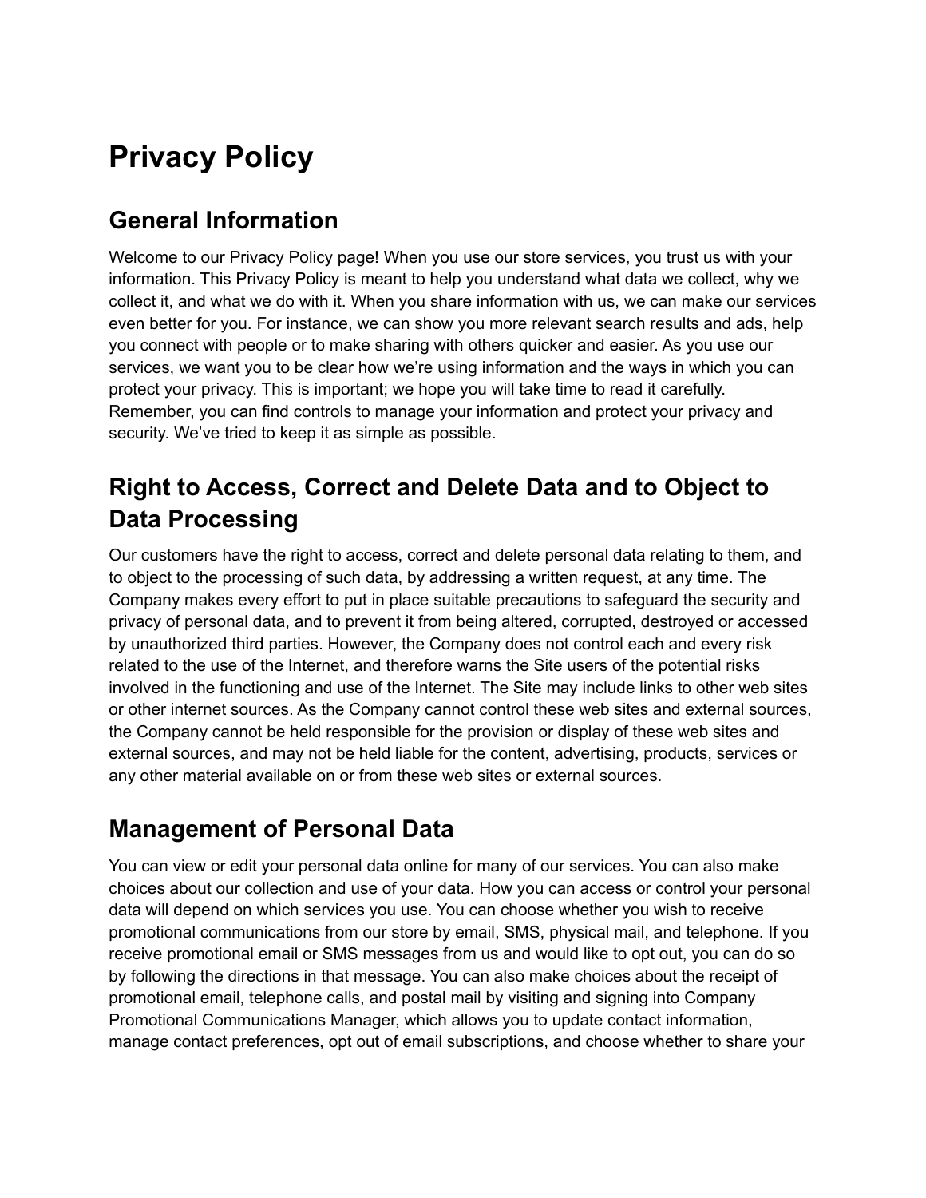# Privacy Policy

## General Information

Welcome to our Privacy Policy page! When you use our store services, you trust us with your information. This Privacy Policy is meant to help you understand what data we collect, why we collect it, and what we do with it. When you share information with us, we can make our services even better for you. For instance, we can show you more relevant search results and ads, help you connect with people or to make sharing with others quicker and easier. As you use our services, we want you to be clear how we're using information and the ways in which you can protect your privacy. This is important; we hope you will take time to read it carefully. Remember, you can find controls to manage your information and protect your privacy and security. We've tried to keep it as simple as possible.

## Right to Access, Correct and Delete Data and to Object to Data Processing

Our customers have the right to access, correct and delete personal data relating to them, and to object to the processing of such data, by addressing a written request, at any time. The Company makes every effort to put in place suitable precautions to safeguard the security and privacy of personal data, and to prevent it from being altered, corrupted, destroyed or accessed by unauthorized third parties. However, the Company does not control each and every risk related to the use of the Internet, and therefore warns the Site users of the potential risks involved in the functioning and use of the Internet. The Site may include links to other web sites or other internet sources. As the Company cannot control these web sites and external sources, the Company cannot be held responsible for the provision or display of these web sites and external sources, and may not be held liable for the content, advertising, products, services or any other material available on or from these web sites or external sources.

## Management of Personal Data

You can view or edit your personal data online for many of our services. You can also make choices about our collection and use of your data. How you can access or control your personal data will depend on which services you use. You can choose whether you wish to receive promotional communications from our store by email, SMS, physical mail, and telephone. If you receive promotional email or SMS messages from us and would like to opt out, you can do so by following the directions in that message. You can also make choices about the receipt of promotional email, telephone calls, and postal mail by visiting and signing into Company Promotional Communications Manager, which allows you to update contact information, manage contact preferences, opt out of email subscriptions, and choose whether to share your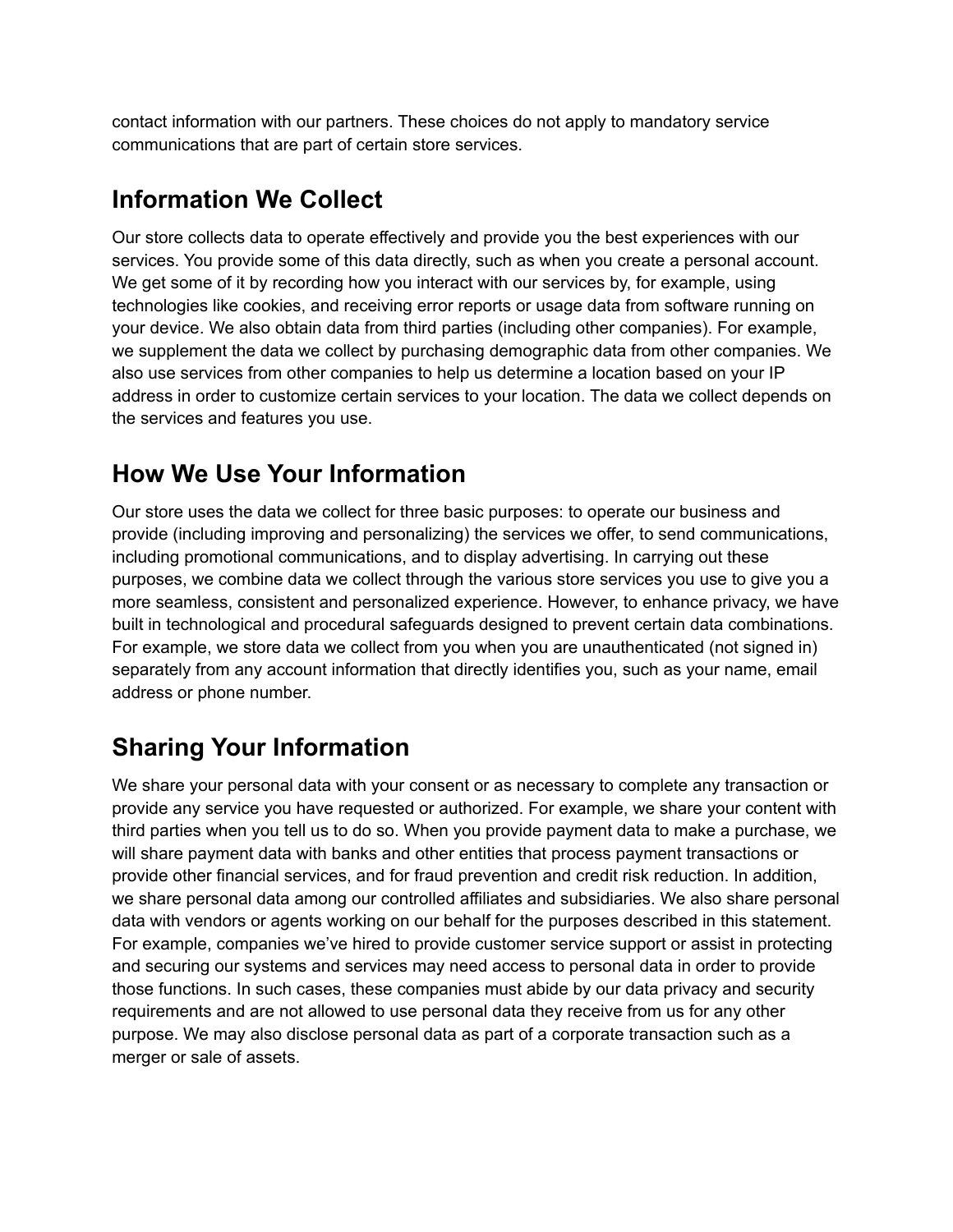contact information with our partners. These choices do not apply to mandatory service communications that are part of certain store services.

## Information We Collect

Our store collects data to operate effectively and provide you the best experiences with our services. You provide some of this data directly, such as when you create a personal account. We get some of it by recording how you interact with our services by, for example, using technologies like cookies, and receiving error reports or usage data from software running on your device. We also obtain data from third parties (including other companies). For example, we supplement the data we collect by purchasing demographic data from other companies. We also use services from other companies to help us determine a location based on your IP address in order to customize certain services to your location. The data we collect depends on the services and features you use.

## How We Use Your Information

Our store uses the data we collect for three basic purposes: to operate our business and provide (including improving and personalizing) the services we offer, to send communications, including promotional communications, and to display advertising. In carrying out these purposes, we combine data we collect through the various store services you use to give you a more seamless, consistent and personalized experience. However, to enhance privacy, we have built in technological and procedural safeguards designed to prevent certain data combinations. For example, we store data we collect from you when you are unauthenticated (not signed in) separately from any account information that directly identifies you, such as your name, email address or phone number.

## Sharing Your Information

We share your personal data with your consent or as necessary to complete any transaction or provide any service you have requested or authorized. For example, we share your content with third parties when you tell us to do so. When you provide payment data to make a purchase, we will share payment data with banks and other entities that process payment transactions or provide other financial services, and for fraud prevention and credit risk reduction. In addition, we share personal data among our controlled affiliates and subsidiaries. We also share personal data with vendors or agents working on our behalf for the purposes described in this statement. For example, companies we've hired to provide customer service support or assist in protecting and securing our systems and services may need access to personal data in order to provide those functions. In such cases, these companies must abide by our data privacy and security requirements and are not allowed to use personal data they receive from us for any other purpose. We may also disclose personal data as part of a corporate transaction such as a merger or sale of assets.